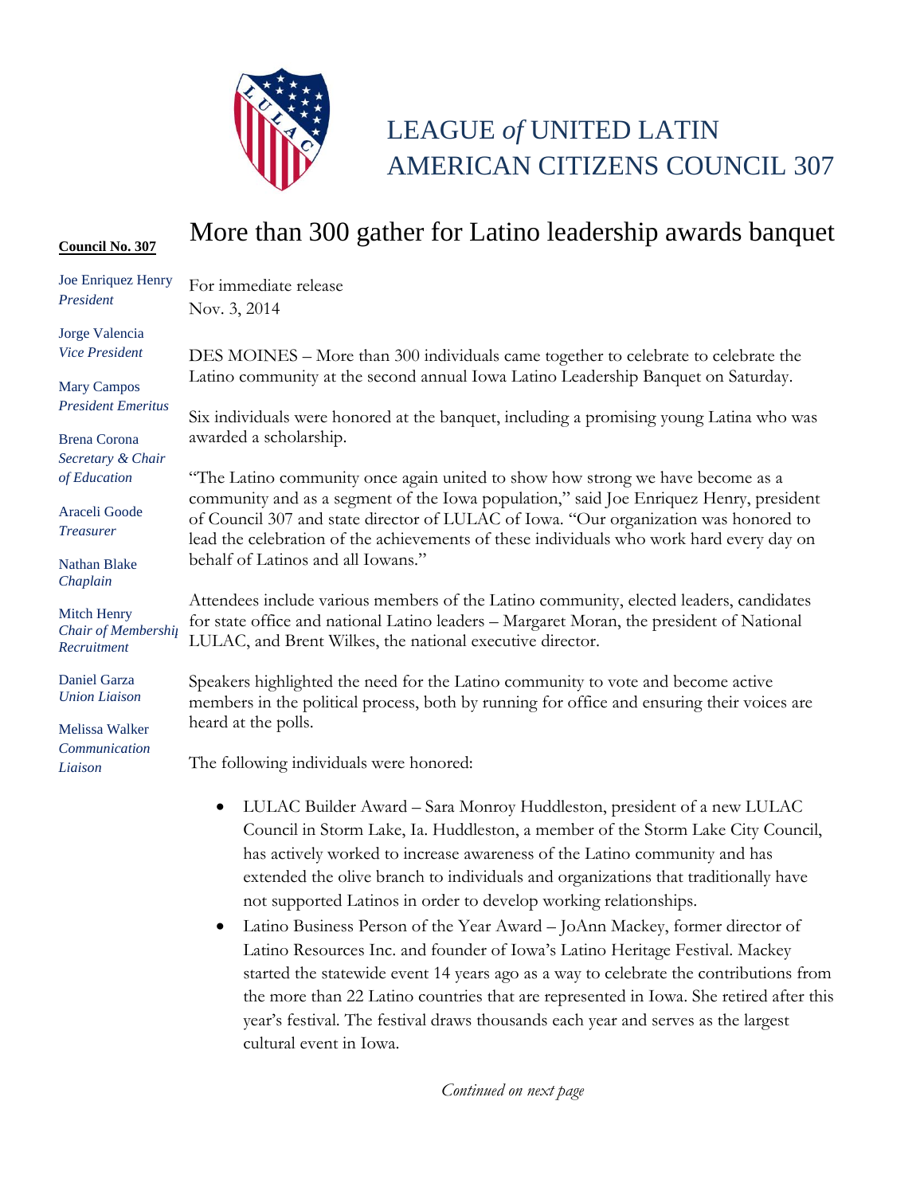# LEAGUE *of* UNITED LATIN AMERICAN CITIZENS COUNCIL 307

**Council No. 307**

Joe Enriquez Henry
*President*

Jorge Valencia
*Vice President*

Mary Campos
*President Emeritus*

Brena Corona
*Secretary & Chair of Education*

Araceli Goode
*Treasurer*

Nathan Blake
*Chaplain*

Mitch Henry
*Chair of Membership Recruitment*

Daniel Garza
*Union Liaison*

Melissa Walker
*Communication Liaison*

## More than 300 gather for Latino leadership awards banquet

For immediate release
Nov. 3, 2014

DES MOINES – More than 300 individuals came together to celebrate to celebrate the Latino community at the second annual Iowa Latino Leadership Banquet on Saturday.

Six individuals were honored at the banquet, including a promising young Latina who was awarded a scholarship.

"The Latino community once again united to show how strong we have become as a community and as a segment of the Iowa population," said Joe Enriquez Henry, president of Council 307 and state director of LULAC of Iowa. "Our organization was honored to lead the celebration of the achievements of these individuals who work hard every day on behalf of Latinos and all Iowans."

Attendees include various members of the Latino community, elected leaders, candidates for state office and national Latino leaders – Margaret Moran, the president of National LULAC, and Brent Wilkes, the national executive director.

Speakers highlighted the need for the Latino community to vote and become active members in the political process, both by running for office and ensuring their voices are heard at the polls.

The following individuals were honored:

- LULAC Builder Award – Sara Monroy Huddleston, president of a new LULAC Council in Storm Lake, Ia. Huddleston, a member of the Storm Lake City Council, has actively worked to increase awareness of the Latino community and has extended the olive branch to individuals and organizations that traditionally have not supported Latinos in order to develop working relationships.
- Latino Business Person of the Year Award – JoAnn Mackey, former director of Latino Resources Inc. and founder of Iowa's Latino Heritage Festival. Mackey started the statewide event 14 years ago as a way to celebrate the contributions from the more than 22 Latino countries that are represented in Iowa. She retired after this year's festival. The festival draws thousands each year and serves as the largest cultural event in Iowa.

*Continued on next page*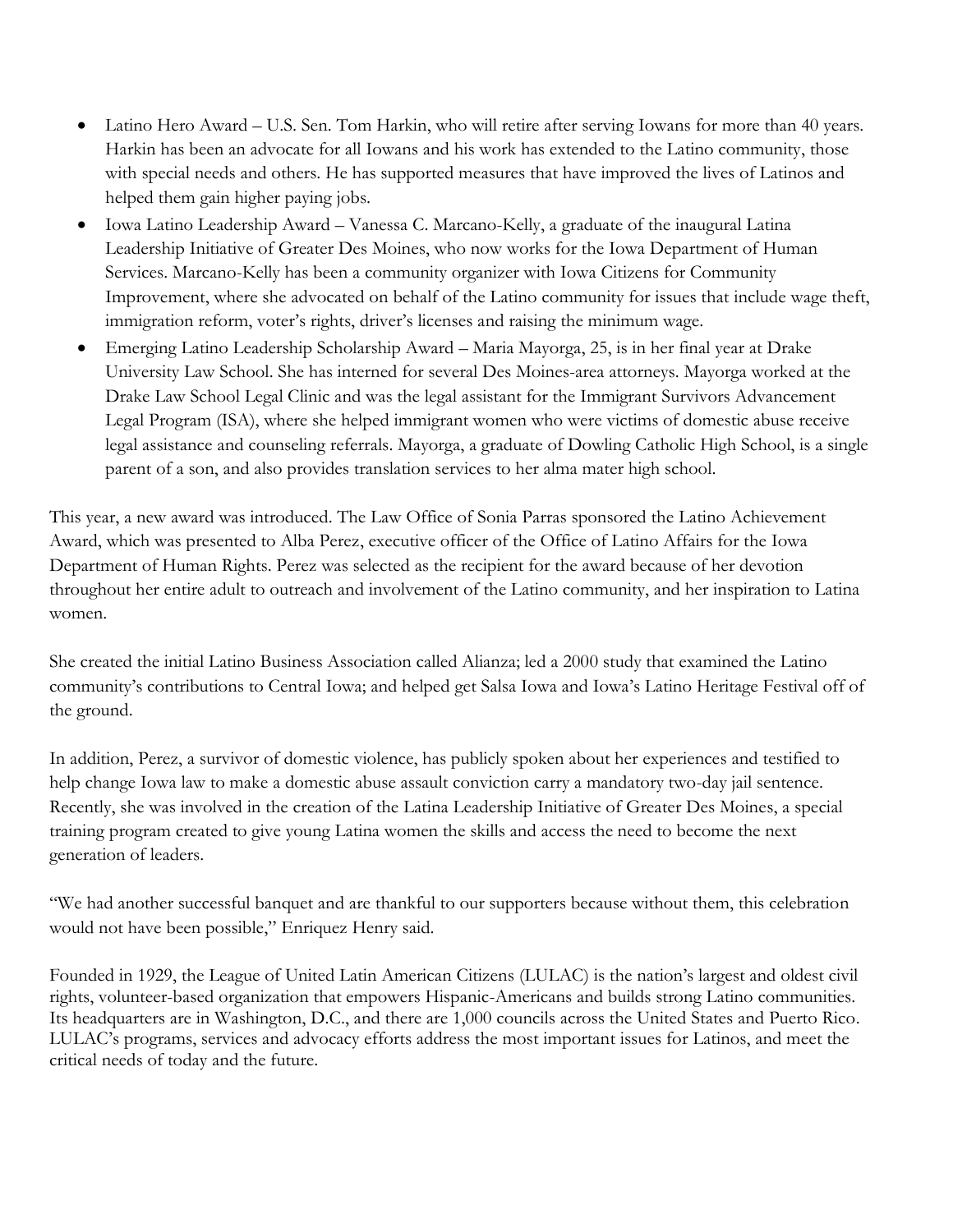- Latino Hero Award – U.S. Sen. Tom Harkin, who will retire after serving Iowans for more than 40 years. Harkin has been an advocate for all Iowans and his work has extended to the Latino community, those with special needs and others. He has supported measures that have improved the lives of Latinos and helped them gain higher paying jobs.
- Iowa Latino Leadership Award – Vanessa C. Marcano-Kelly, a graduate of the inaugural Latina Leadership Initiative of Greater Des Moines, who now works for the Iowa Department of Human Services. Marcano-Kelly has been a community organizer with Iowa Citizens for Community Improvement, where she advocated on behalf of the Latino community for issues that include wage theft, immigration reform, voter's rights, driver's licenses and raising the minimum wage.
- Emerging Latino Leadership Scholarship Award – Maria Mayorga, 25, is in her final year at Drake University Law School. She has interned for several Des Moines-area attorneys. Mayorga worked at the Drake Law School Legal Clinic and was the legal assistant for the Immigrant Survivors Advancement Legal Program (ISA), where she helped immigrant women who were victims of domestic abuse receive legal assistance and counseling referrals. Mayorga, a graduate of Dowling Catholic High School, is a single parent of a son, and also provides translation services to her alma mater high school.

This year, a new award was introduced. The Law Office of Sonia Parras sponsored the Latino Achievement Award, which was presented to Alba Perez, executive officer of the Office of Latino Affairs for the Iowa Department of Human Rights. Perez was selected as the recipient for the award because of her devotion throughout her entire adult to outreach and involvement of the Latino community, and her inspiration to Latina women.

She created the initial Latino Business Association called Alianza; led a 2000 study that examined the Latino community's contributions to Central Iowa; and helped get Salsa Iowa and Iowa's Latino Heritage Festival off of the ground.

In addition, Perez, a survivor of domestic violence, has publicly spoken about her experiences and testified to help change Iowa law to make a domestic abuse assault conviction carry a mandatory two-day jail sentence. Recently, she was involved in the creation of the Latina Leadership Initiative of Greater Des Moines, a special training program created to give young Latina women the skills and access the need to become the next generation of leaders.

"We had another successful banquet and are thankful to our supporters because without them, this celebration would not have been possible," Enriquez Henry said.

Founded in 1929, the League of United Latin American Citizens (LULAC) is the nation's largest and oldest civil rights, volunteer-based organization that empowers Hispanic-Americans and builds strong Latino communities. Its headquarters are in Washington, D.C., and there are 1,000 councils across the United States and Puerto Rico. LULAC's programs, services and advocacy efforts address the most important issues for Latinos, and meet the critical needs of today and the future.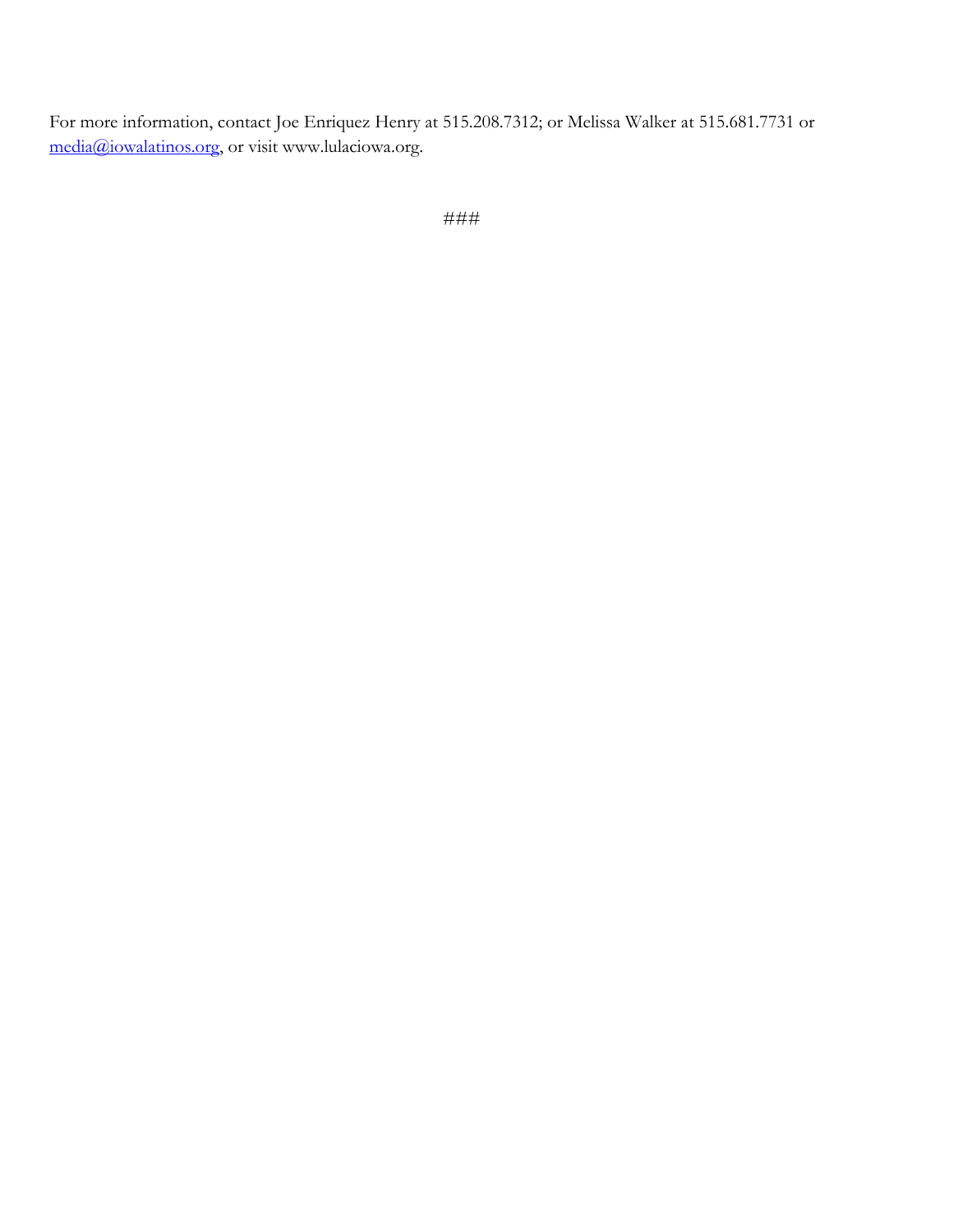For more information, contact Joe Enriquez Henry at 515.208.7312; or Melissa Walker at 515.681.7731 or media@iowalatinos.org, or visit www.lulaciowa.org.

###